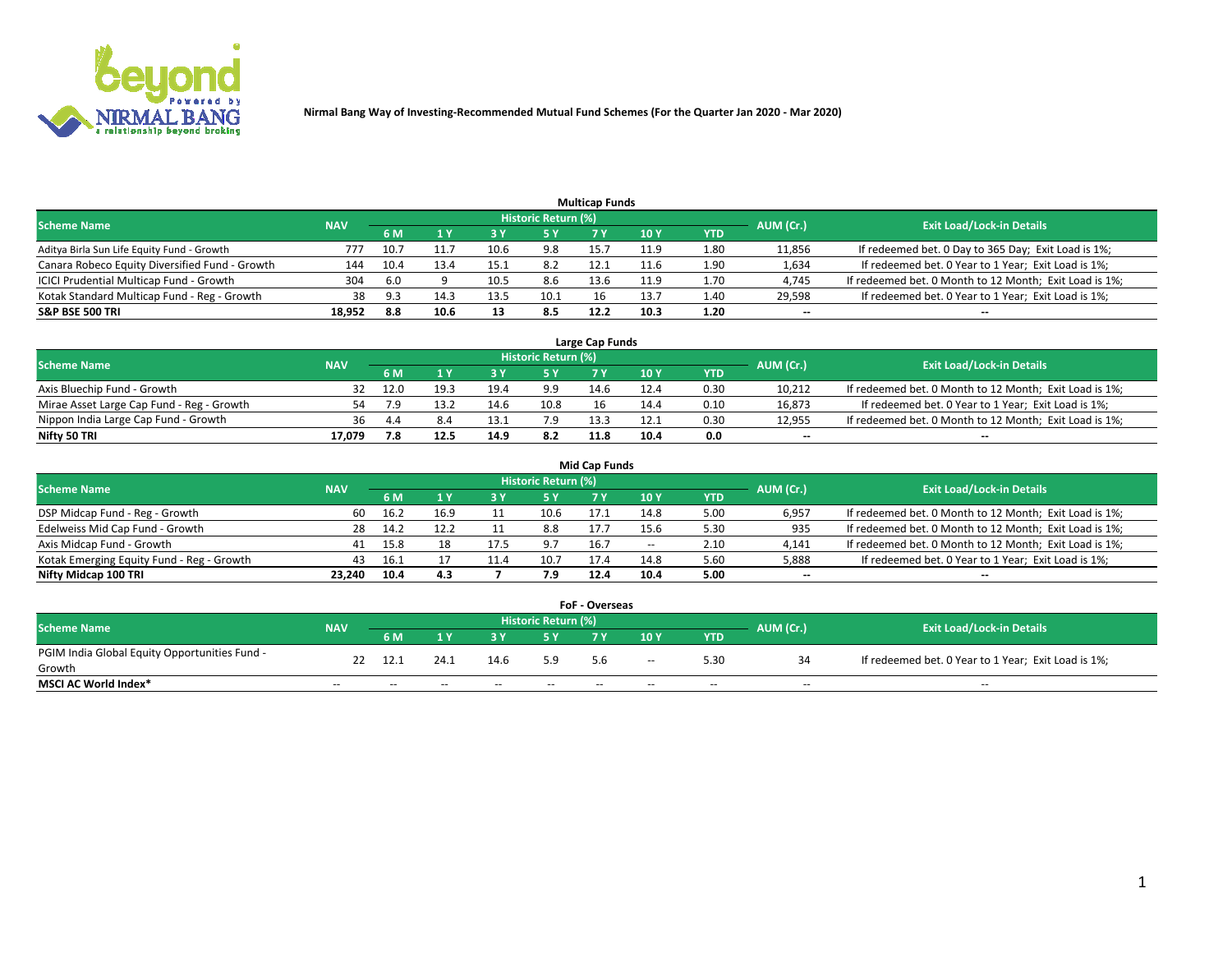# Nirmal Bang Way of Investing-Recommended Mutual Fund Schemes (For the Quarter Jan 2020 - Mar 2020)

## Multicap Funds

| Scheme Name | NAV | Historic Return (%) | | | | | | | AUM (Cr.) | Exit Load/Lock-in Details |
|---|---|---|---|---|---|---|---|---|---|---|
| | | 6 M | 1 Y | 3 Y | 5 Y | 7 Y | 10 Y | YTD | | |
| Aditya Birla Sun Life Equity Fund - Growth | 777 | 10.7 | 11.7 | 10.6 | 9.8 | 15.7 | 11.9 | 1.80 | 11,856 | If redeemed bet. 0 Day to 365 Day; Exit Load is 1%; |
| Canara Robeco Equity Diversified Fund - Growth | 144 | 10.4 | 13.4 | 15.1 | 8.2 | 12.1 | 11.6 | 1.90 | 1,634 | If redeemed bet. 0 Year to 1 Year; Exit Load is 1%; |
| ICICI Prudential Multicap Fund - Growth | 304 | 6.0 | 9 | 10.5 | 8.6 | 13.6 | 11.9 | 1.70 | 4,745 | If redeemed bet. 0 Month to 12 Month; Exit Load is 1%; |
| Kotak Standard Multicap Fund - Reg - Growth | 38 | 9.3 | 14.3 | 13.5 | 10.1 | 16 | 13.7 | 1.40 | 29,598 | If redeemed bet. 0 Year to 1 Year; Exit Load is 1%; |
| **S&P BSE 500 TRI** | **18,952** | **8.8** | **10.6** | **13** | **8.5** | **12.2** | **10.3** | **1.20** | **--** | **--** |

## Large Cap Funds

| Scheme Name | NAV | Historic Return (%) | | | | | | | AUM (Cr.) | Exit Load/Lock-in Details |
|---|---|---|---|---|---|---|---|---|---|---|
| | | 6 M | 1 Y | 3 Y | 5 Y | 7 Y | 10 Y | YTD | | |
| Axis Bluechip Fund - Growth | 32 | 12.0 | 19.3 | 19.4 | 9.9 | 14.6 | 12.4 | 0.30 | 10,212 | If redeemed bet. 0 Month to 12 Month; Exit Load is 1%; |
| Mirae Asset Large Cap Fund - Reg - Growth | 54 | 7.9 | 13.2 | 14.6 | 10.8 | 16 | 14.4 | 0.10 | 16,873 | If redeemed bet. 0 Year to 1 Year; Exit Load is 1%; |
| Nippon India Large Cap Fund - Growth | 36 | 4.4 | 8.4 | 13.1 | 7.9 | 13.3 | 12.1 | 0.30 | 12,955 | If redeemed bet. 0 Month to 12 Month; Exit Load is 1%; |
| **Nifty 50 TRI** | **17,079** | **7.8** | **12.5** | **14.9** | **8.2** | **11.8** | **10.4** | **0.0** | **--** | **--** |

## Mid Cap Funds

| Scheme Name | NAV | Historic Return (%) | | | | | | | AUM (Cr.) | Exit Load/Lock-in Details |
|---|---|---|---|---|---|---|---|---|---|---|
| | | 6 M | 1 Y | 3 Y | 5 Y | 7 Y | 10 Y | YTD | | |
| DSP Midcap Fund - Reg - Growth | 60 | 16.2 | 16.9 | 11 | 10.6 | 17.1 | 14.8 | 5.00 | 6,957 | If redeemed bet. 0 Month to 12 Month; Exit Load is 1%; |
| Edelweiss Mid Cap Fund - Growth | 28 | 14.2 | 12.2 | 11 | 8.8 | 17.7 | 15.6 | 5.30 | 935 | If redeemed bet. 0 Month to 12 Month; Exit Load is 1%; |
| Axis Midcap Fund - Growth | 41 | 15.8 | 18 | 17.5 | 9.7 | 16.7 | -- | 2.10 | 4,141 | If redeemed bet. 0 Month to 12 Month; Exit Load is 1%; |
| Kotak Emerging Equity Fund - Reg - Growth | 43 | 16.1 | 17 | 11.4 | 10.7 | 17.4 | 14.8 | 5.60 | 5,888 | If redeemed bet. 0 Year to 1 Year; Exit Load is 1%; |
| **Nifty Midcap 100 TRI** | **23,240** | **10.4** | **4.3** | **7** | **7.9** | **12.4** | **10.4** | **5.00** | **--** | **--** |

## FoF - Overseas

| Scheme Name | NAV | Historic Return (%) | | | | | | | AUM (Cr.) | Exit Load/Lock-in Details |
|---|---|---|---|---|---|---|---|---|---|---|
| | | 6 M | 1 Y | 3 Y | 5 Y | 7 Y | 10 Y | YTD | | |
| PGIM India Global Equity Opportunities Fund - Growth | 22 | 12.1 | 24.1 | 14.6 | 5.9 | 5.6 | -- | 5.30 | 34 | If redeemed bet. 0 Year to 1 Year; Exit Load is 1%; |
| **MSCI AC World Index*** | -- | -- | -- | -- | -- | -- | -- | -- | -- | -- |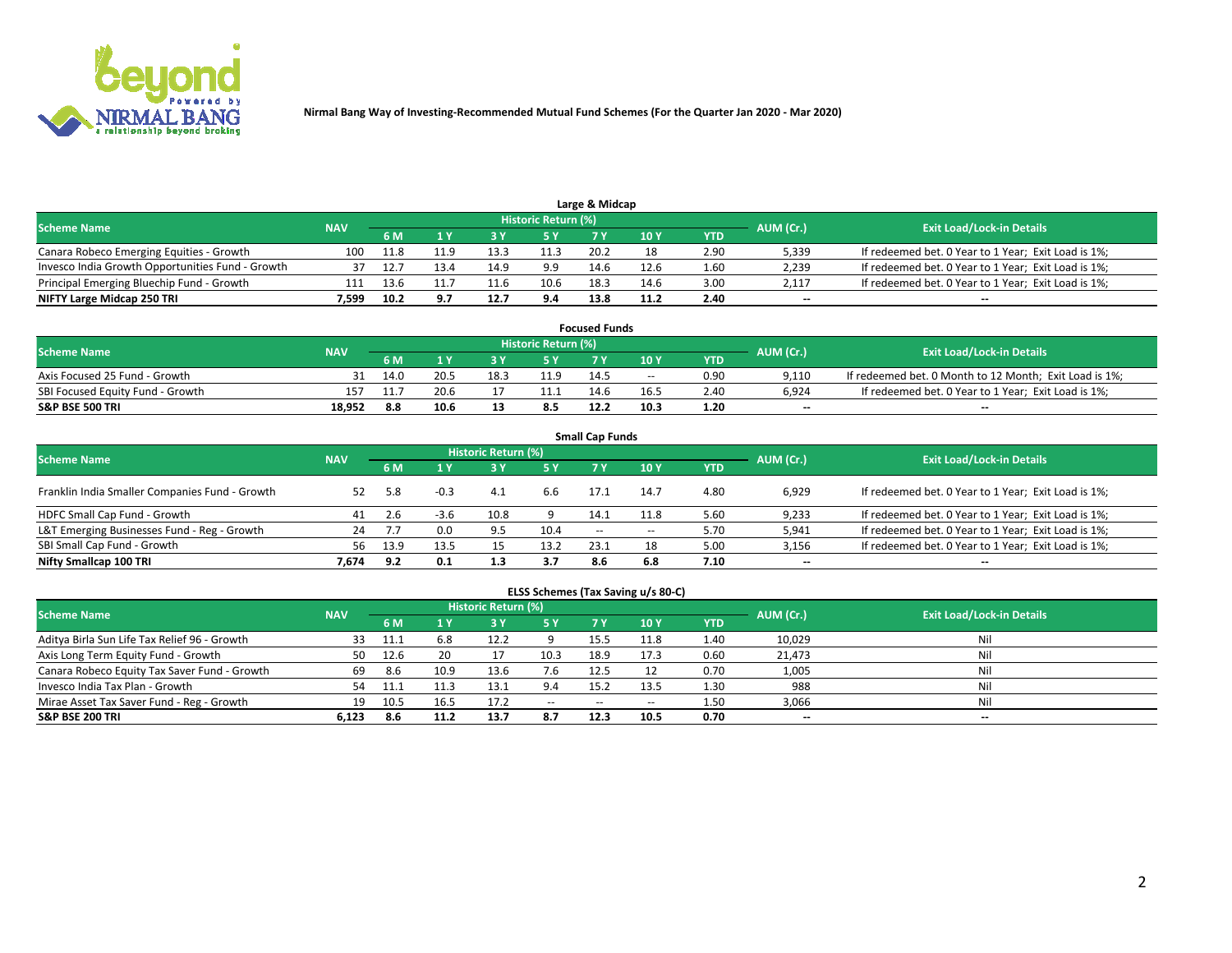Nirmal Bang Way of Investing-Recommended Mutual Fund Schemes (For the Quarter Jan 2020 - Mar 2020)

## Large & Midcap

| Scheme Name | NAV | Historic Return (%) | | | | | | | AUM (Cr.) | Exit Load/Lock-in Details |
|---|---|---|---|---|---|---|---|---|---|---|
| | | 6 M | 1 Y | 3 Y | 5 Y | 7 Y | 10 Y | YTD | | |
| Canara Robeco Emerging Equities - Growth | 100 | 11.8 | 11.9 | 13.3 | 11.3 | 20.2 | 18 | 2.90 | 5,339 | If redeemed bet. 0 Year to 1 Year; Exit Load is 1%; |
| Invesco India Growth Opportunities Fund - Growth | 37 | 12.7 | 13.4 | 14.9 | 9.9 | 14.6 | 12.6 | 1.60 | 2,239 | If redeemed bet. 0 Year to 1 Year; Exit Load is 1%; |
| Principal Emerging Bluechip Fund - Growth | 111 | 13.6 | 11.7 | 11.6 | 10.6 | 18.3 | 14.6 | 3.00 | 2,117 | If redeemed bet. 0 Year to 1 Year; Exit Load is 1%; |
| **NIFTY Large Midcap 250 TRI** | **7,599** | **10.2** | **9.7** | **12.7** | **9.4** | **13.8** | **11.2** | **2.40** | **--** | **--** |

## Focused Funds

| Scheme Name | NAV | Historic Return (%) | | | | | | | AUM (Cr.) | Exit Load/Lock-in Details |
|---|---|---|---|---|---|---|---|---|---|---|
| | | 6 M | 1 Y | 3 Y | 5 Y | 7 Y | 10 Y | YTD | | |
| Axis Focused 25 Fund - Growth | 31 | 14.0 | 20.5 | 18.3 | 11.9 | 14.5 | -- | 0.90 | 9,110 | If redeemed bet. 0 Month to 12 Month; Exit Load is 1%; |
| SBI Focused Equity Fund - Growth | 157 | 11.7 | 20.6 | 17 | 11.1 | 14.6 | 16.5 | 2.40 | 6,924 | If redeemed bet. 0 Year to 1 Year; Exit Load is 1%; |
| **S&P BSE 500 TRI** | **18,952** | **8.8** | **10.6** | **13** | **8.5** | **12.2** | **10.3** | **1.20** | **--** | **--** |

## Small Cap Funds

| Scheme Name | NAV | Historic Return (%) | | | | | | | AUM (Cr.) | Exit Load/Lock-in Details |
|---|---|---|---|---|---|---|---|---|---|---|
| | | 6 M | 1 Y | 3 Y | 5 Y | 7 Y | 10 Y | YTD | | |
| Franklin India Smaller Companies Fund - Growth | 52 | 5.8 | -0.3 | 4.1 | 6.6 | 17.1 | 14.7 | 4.80 | 6,929 | If redeemed bet. 0 Year to 1 Year; Exit Load is 1%; |
| HDFC Small Cap Fund - Growth | 41 | 2.6 | -3.6 | 10.8 | 9 | 14.1 | 11.8 | 5.60 | 9,233 | If redeemed bet. 0 Year to 1 Year; Exit Load is 1%; |
| L&T Emerging Businesses Fund - Reg - Growth | 24 | 7.7 | 0.0 | 9.5 | 10.4 | -- | -- | 5.70 | 5,941 | If redeemed bet. 0 Year to 1 Year; Exit Load is 1%; |
| SBI Small Cap Fund - Growth | 56 | 13.9 | 13.5 | 15 | 13.2 | 23.1 | 18 | 5.00 | 3,156 | If redeemed bet. 0 Year to 1 Year; Exit Load is 1%; |
| **Nifty Smallcap 100 TRI** | **7,674** | **9.2** | **0.1** | **1.3** | **3.7** | **8.6** | **6.8** | **7.10** | **--** | **--** |

## ELSS Schemes (Tax Saving u/s 80-C)

| Scheme Name | NAV | Historic Return (%) | | | | | | | AUM (Cr.) | Exit Load/Lock-in Details |
|---|---|---|---|---|---|---|---|---|---|---|
| | | 6 M | 1 Y | 3 Y | 5 Y | 7 Y | 10 Y | YTD | | |
| Aditya Birla Sun Life Tax Relief 96 - Growth | 33 | 11.1 | 6.8 | 12.2 | 9 | 15.5 | 11.8 | 1.40 | 10,029 | Nil |
| Axis Long Term Equity Fund - Growth | 50 | 12.6 | 20 | 17 | 10.3 | 18.9 | 17.3 | 0.60 | 21,473 | Nil |
| Canara Robeco Equity Tax Saver Fund - Growth | 69 | 8.6 | 10.9 | 13.6 | 7.6 | 12.5 | 12 | 0.70 | 1,005 | Nil |
| Invesco India Tax Plan - Growth | 54 | 11.1 | 11.3 | 13.1 | 9.4 | 15.2 | 13.5 | 1.30 | 988 | Nil |
| Mirae Asset Tax Saver Fund - Reg - Growth | 19 | 10.5 | 16.5 | 17.2 | -- | -- | -- | 1.50 | 3,066 | Nil |
| **S&P BSE 200 TRI** | **6,123** | **8.6** | **11.2** | **13.7** | **8.7** | **12.3** | **10.5** | **0.70** | **--** | **--** |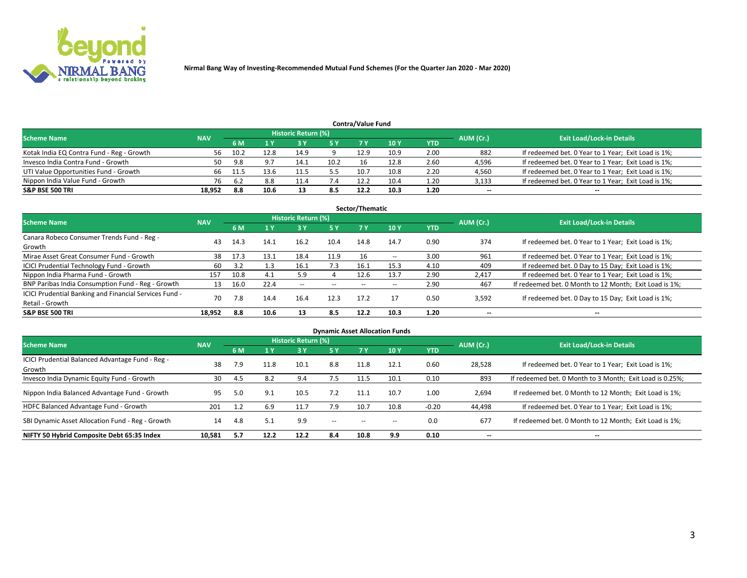Nirmal Bang Way of Investing-Recommended Mutual Fund Schemes (For the Quarter Jan 2020 - Mar 2020)

### Contra/Value Fund

| Scheme Name | NAV | Historic Return (%) | | | | | | | AUM (Cr.) | Exit Load/Lock-in Details |
|---|---|---|---|---|---|---|---|---|---|---|
| | | 6 M | 1 Y | 3 Y | 5 Y | 7 Y | 10 Y | YTD | | |
| Kotak India EQ Contra Fund - Reg - Growth | 56 | 10.2 | 12.8 | 14.9 | 9 | 12.9 | 10.9 | 2.00 | 882 | If redeemed bet. 0 Year to 1 Year; Exit Load is 1%; |
| Invesco India Contra Fund - Growth | 50 | 9.8 | 9.7 | 14.1 | 10.2 | 16 | 12.8 | 2.60 | 4,596 | If redeemed bet. 0 Year to 1 Year; Exit Load is 1%; |
| UTI Value Opportunities Fund - Growth | 66 | 11.5 | 13.6 | 11.5 | 5.5 | 10.7 | 10.8 | 2.20 | 4,560 | If redeemed bet. 0 Year to 1 Year; Exit Load is 1%; |
| Nippon India Value Fund - Growth | 76 | 6.2 | 8.8 | 11.4 | 7.4 | 12.2 | 10.4 | 1.20 | 3,133 | If redeemed bet. 0 Year to 1 Year; Exit Load is 1%; |
| **S&P BSE 500 TRI** | **18,952** | **8.8** | **10.6** | **13** | **8.5** | **12.2** | **10.3** | **1.20** | **--** | **--** |

### Sector/Thematic

| Scheme Name | NAV | Historic Return (%) | | | | | | | AUM (Cr.) | Exit Load/Lock-in Details |
|---|---|---|---|---|---|---|---|---|---|---|
| | | 6 M | 1 Y | 3 Y | 5 Y | 7 Y | 10 Y | YTD | | |
| Canara Robeco Consumer Trends Fund - Reg - Growth | 43 | 14.3 | 14.1 | 16.2 | 10.4 | 14.8 | 14.7 | 0.90 | 374 | If redeemed bet. 0 Year to 1 Year; Exit Load is 1%; |
| Mirae Asset Great Consumer Fund - Growth | 38 | 17.3 | 13.1 | 18.4 | 11.9 | 16 | -- | 3.00 | 961 | If redeemed bet. 0 Year to 1 Year; Exit Load is 1%; |
| ICICI Prudential Technology Fund - Growth | 60 | 3.2 | 1.3 | 16.1 | 7.3 | 16.1 | 15.3 | 4.10 | 409 | If redeemed bet. 0 Day to 15 Day; Exit Load is 1%; |
| Nippon India Pharma Fund - Growth | 157 | 10.8 | 4.1 | 5.9 | 4 | 12.6 | 13.7 | 2.90 | 2,417 | If redeemed bet. 0 Year to 1 Year; Exit Load is 1%; |
| BNP Paribas India Consumption Fund - Reg - Growth | 13 | 16.0 | 22.4 | -- | -- | -- | -- | 2.90 | 467 | If redeemed bet. 0 Month to 12 Month; Exit Load is 1%; |
| ICICI Prudential Banking and Financial Services Fund - Retail - Growth | 70 | 7.8 | 14.4 | 16.4 | 12.3 | 17.2 | 17 | 0.50 | 3,592 | If redeemed bet. 0 Day to 15 Day; Exit Load is 1%; |
| **S&P BSE 500 TRI** | **18,952** | **8.8** | **10.6** | **13** | **8.5** | **12.2** | **10.3** | **1.20** | **--** | **--** |

### Dynamic Asset Allocation Funds

| Scheme Name | NAV | Historic Return (%) | | | | | | | AUM (Cr.) | Exit Load/Lock-in Details |
|---|---|---|---|---|---|---|---|---|---|---|
| | | 6 M | 1 Y | 3 Y | 5 Y | 7 Y | 10 Y | YTD | | |
| ICICI Prudential Balanced Advantage Fund - Reg - Growth | 38 | 7.9 | 11.8 | 10.1 | 8.8 | 11.8 | 12.1 | 0.60 | 28,528 | If redeemed bet. 0 Year to 1 Year; Exit Load is 1%; |
| Invesco India Dynamic Equity Fund - Growth | 30 | 4.5 | 8.2 | 9.4 | 7.5 | 11.5 | 10.1 | 0.10 | 893 | If redeemed bet. 0 Month to 3 Month; Exit Load is 0.25%; |
| Nippon India Balanced Advantage Fund - Growth | 95 | 5.0 | 9.1 | 10.5 | 7.2 | 11.1 | 10.7 | 1.00 | 2,694 | If redeemed bet. 0 Month to 12 Month; Exit Load is 1%; |
| HDFC Balanced Advantage Fund - Growth | 201 | 1.2 | 6.9 | 11.7 | 7.9 | 10.7 | 10.8 | -0.20 | 44,498 | If redeemed bet. 0 Year to 1 Year; Exit Load is 1%; |
| SBI Dynamic Asset Allocation Fund - Reg - Growth | 14 | 4.8 | 5.1 | 9.9 | -- | -- | -- | 0.0 | 677 | If redeemed bet. 0 Month to 12 Month; Exit Load is 1%; |
| **NIFTY 50 Hybrid Composite Debt 65:35 Index** | **10,581** | **5.7** | **12.2** | **12.2** | **8.4** | **10.8** | **9.9** | **0.10** | **--** | **--** |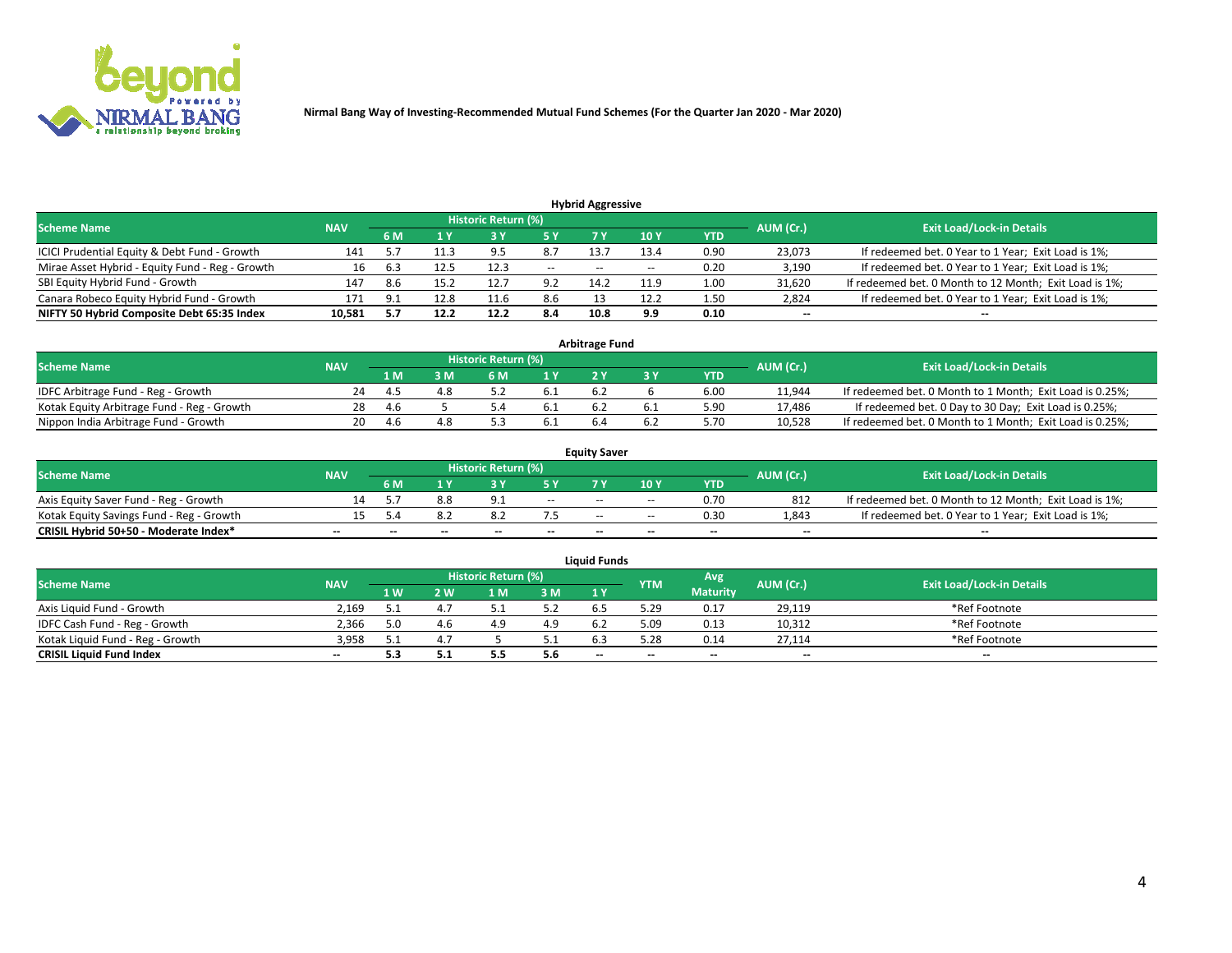Nirmal Bang Way of Investing-Recommended Mutual Fund Schemes (For the Quarter Jan 2020 - Mar 2020)

### Hybrid Aggressive

| Scheme Name | NAV | Historic Return (%) | | | | | | | AUM (Cr.) | Exit Load/Lock-in Details |
|---|---|---|---|---|---|---|---|---|---|---|
| | | 6 M | 1 Y | 3 Y | 5 Y | 7 Y | 10 Y | YTD | | |
| ICICI Prudential Equity & Debt Fund - Growth | 141 | 5.7 | 11.3 | 9.5 | 8.7 | 13.7 | 13.4 | 0.90 | 23,073 | If redeemed bet. 0 Year to 1 Year; Exit Load is 1%; |
| Mirae Asset Hybrid - Equity Fund - Reg - Growth | 16 | 6.3 | 12.5 | 12.3 | -- | -- | -- | 0.20 | 3,190 | If redeemed bet. 0 Year to 1 Year; Exit Load is 1%; |
| SBI Equity Hybrid Fund - Growth | 147 | 8.6 | 15.2 | 12.7 | 9.2 | 14.2 | 11.9 | 1.00 | 31,620 | If redeemed bet. 0 Month to 12 Month; Exit Load is 1%; |
| Canara Robeco Equity Hybrid Fund - Growth | 171 | 9.1 | 12.8 | 11.6 | 8.6 | 13 | 12.2 | 1.50 | 2,824 | If redeemed bet. 0 Year to 1 Year; Exit Load is 1%; |
| **NIFTY 50 Hybrid Composite Debt 65:35 Index** | **10,581** | **5.7** | **12.2** | **12.2** | **8.4** | **10.8** | **9.9** | **0.10** | **--** | **--** |

### Arbitrage Fund

| Scheme Name | NAV | Historic Return (%) | | | | | | | AUM (Cr.) | Exit Load/Lock-in Details |
|---|---|---|---|---|---|---|---|---|---|---|
| | | 1 M | 3 M | 6 M | 1 Y | 2 Y | 3 Y | YTD | | |
| IDFC Arbitrage Fund - Reg - Growth | 24 | 4.5 | 4.8 | 5.2 | 6.1 | 6.2 | 6 | 6.00 | 11,944 | If redeemed bet. 0 Month to 1 Month; Exit Load is 0.25%; |
| Kotak Equity Arbitrage Fund - Reg - Growth | 28 | 4.6 | 5 | 5.4 | 6.1 | 6.2 | 6.1 | 5.90 | 17,486 | If redeemed bet. 0 Day to 30 Day; Exit Load is 0.25%; |
| Nippon India Arbitrage Fund - Growth | 20 | 4.6 | 4.8 | 5.3 | 6.1 | 6.4 | 6.2 | 5.70 | 10,528 | If redeemed bet. 0 Month to 1 Month; Exit Load is 0.25%; |

### Equity Saver

| Scheme Name | NAV | Historic Return (%) | | | | | | | AUM (Cr.) | Exit Load/Lock-in Details |
|---|---|---|---|---|---|---|---|---|---|---|
| | | 6 M | 1 Y | 3 Y | 5 Y | 7 Y | 10 Y | YTD | | |
| Axis Equity Saver Fund - Reg - Growth | 14 | 5.7 | 8.8 | 9.1 | -- | -- | -- | 0.70 | 812 | If redeemed bet. 0 Month to 12 Month; Exit Load is 1%; |
| Kotak Equity Savings Fund - Reg - Growth | 15 | 5.4 | 8.2 | 8.2 | 7.5 | -- | -- | 0.30 | 1,843 | If redeemed bet. 0 Year to 1 Year; Exit Load is 1%; |
| **CRISIL Hybrid 50+50 - Moderate Index*** | **--** | **--** | **--** | **--** | **--** | **--** | **--** | **--** | **--** | **--** |

### Liquid Funds

| Scheme Name | NAV | Historic Return (%) | | | | | YTM | Avg Maturity | AUM (Cr.) | Exit Load/Lock-in Details |
|---|---|---|---|---|---|---|---|---|---|---|
| | | 1 W | 2 W | 1 M | 3 M | 1 Y | | | | |
| Axis Liquid Fund - Growth | 2,169 | 5.1 | 4.7 | 5.1 | 5.2 | 6.5 | 5.29 | 0.17 | 29,119 | *Ref Footnote |
| IDFC Cash Fund - Reg - Growth | 2,366 | 5.0 | 4.6 | 4.9 | 4.9 | 6.2 | 5.09 | 0.13 | 10,312 | *Ref Footnote |
| Kotak Liquid Fund - Reg - Growth | 3,958 | 5.1 | 4.7 | 5 | 5.1 | 6.3 | 5.28 | 0.14 | 27,114 | *Ref Footnote |
| **CRISIL Liquid Fund Index** | **--** | **5.3** | **5.1** | **5.5** | **5.6** | **--** | **--** | **--** | **--** | **--** |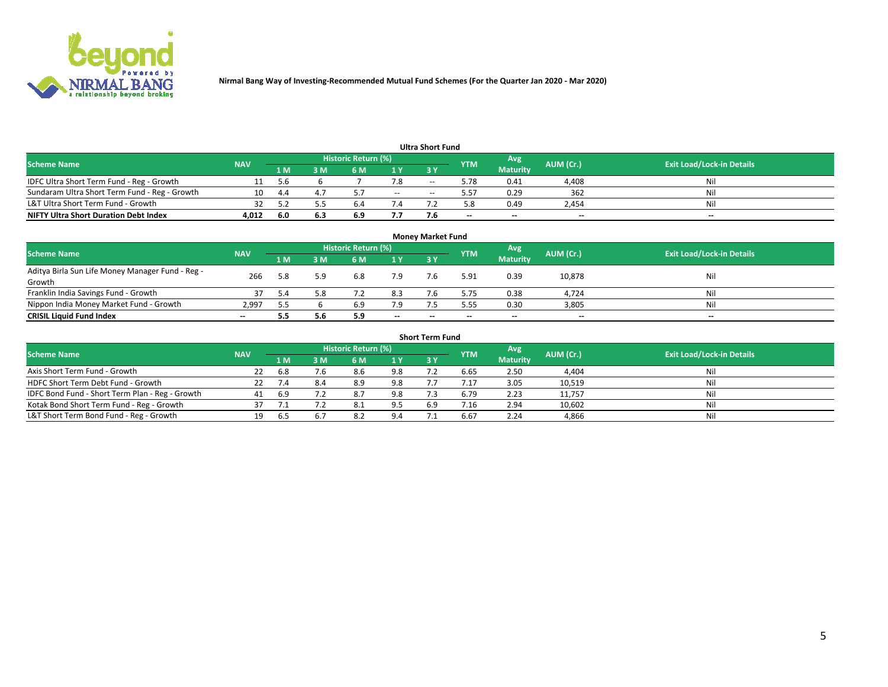**Nirmal Bang Way of Investing-Recommended Mutual Fund Schemes (For the Quarter Jan 2020 - Mar 2020)**

### Ultra Short Fund

| Scheme Name | NAV | Historic Return (%) | | | | | YTM | Avg Maturity | AUM (Cr.) | Exit Load/Lock-in Details |
|---|---|---|---|---|---|---|---|---|---|---|
| | | 1 M | 3 M | 6 M | 1 Y | 3 Y | | | | |
| IDFC Ultra Short Term Fund - Reg - Growth | 11 | 5.6 | 6 | 7 | 7.8 | -- | 5.78 | 0.41 | 4,408 | Nil |
| Sundaram Ultra Short Term Fund - Reg - Growth | 10 | 4.4 | 4.7 | 5.7 | -- | -- | 5.57 | 0.29 | 362 | Nil |
| L&T Ultra Short Term Fund - Growth | 32 | 5.2 | 5.5 | 6.4 | 7.4 | 7.2 | 5.8 | 0.49 | 2,454 | Nil |
| **NIFTY Ultra Short Duration Debt Index** | **4,012** | **6.0** | **6.3** | **6.9** | **7.7** | **7.6** | **--** | **--** | **--** | **--** |

### Money Market Fund

| Scheme Name | NAV | Historic Return (%) | | | | | YTM | Avg Maturity | AUM (Cr.) | Exit Load/Lock-in Details |
|---|---|---|---|---|---|---|---|---|---|---|
| | | 1 M | 3 M | 6 M | 1 Y | 3 Y | | | | |
| Aditya Birla Sun Life Money Manager Fund - Reg - Growth | 266 | 5.8 | 5.9 | 6.8 | 7.9 | 7.6 | 5.91 | 0.39 | 10,878 | Nil |
| Franklin India Savings Fund - Growth | 37 | 5.4 | 5.8 | 7.2 | 8.3 | 7.6 | 5.75 | 0.38 | 4,724 | Nil |
| Nippon India Money Market Fund - Growth | 2,997 | 5.5 | 6 | 6.9 | 7.9 | 7.5 | 5.55 | 0.30 | 3,805 | Nil |
| **CRISIL Liquid Fund Index** | **--** | **5.5** | **5.6** | **5.9** | **--** | **--** | **--** | **--** | **--** | **--** |

### Short Term Fund

| Scheme Name | NAV | Historic Return (%) | | | | | YTM | Avg Maturity | AUM (Cr.) | Exit Load/Lock-in Details |
|---|---|---|---|---|---|---|---|---|---|---|
| | | 1 M | 3 M | 6 M | 1 Y | 3 Y | | | | |
| Axis Short Term Fund - Growth | 22 | 6.8 | 7.6 | 8.6 | 9.8 | 7.2 | 6.65 | 2.50 | 4,404 | Nil |
| HDFC Short Term Debt Fund - Growth | 22 | 7.4 | 8.4 | 8.9 | 9.8 | 7.7 | 7.17 | 3.05 | 10,519 | Nil |
| IDFC Bond Fund - Short Term Plan - Reg - Growth | 41 | 6.9 | 7.2 | 8.7 | 9.8 | 7.3 | 6.79 | 2.23 | 11,757 | Nil |
| Kotak Bond Short Term Fund - Reg - Growth | 37 | 7.1 | 7.2 | 8.1 | 9.5 | 6.9 | 7.16 | 2.94 | 10,602 | Nil |
| L&T Short Term Bond Fund - Reg - Growth | 19 | 6.5 | 6.7 | 8.2 | 9.4 | 7.1 | 6.67 | 2.24 | 4,866 | Nil |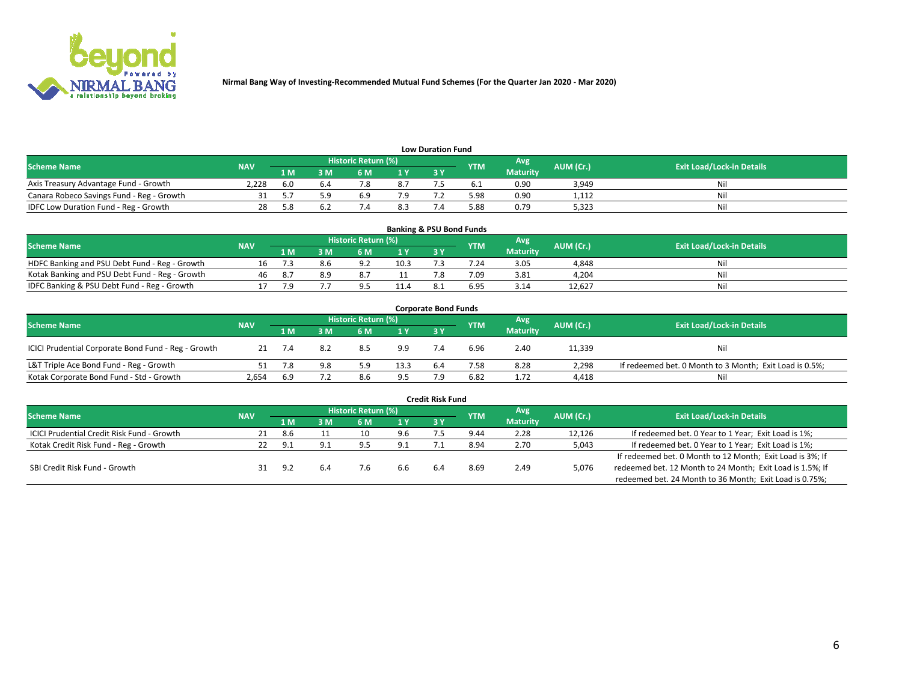Nirmal Bang Way of Investing-Recommended Mutual Fund Schemes (For the Quarter Jan 2020 - Mar 2020)

### Low Duration Fund

| Scheme Name | NAV | Historic Return (%) | | | | | YTM | Avg Maturity | AUM (Cr.) | Exit Load/Lock-in Details |
|---|---|---|---|---|---|---|---|---|---|---|
| | | 1 M | 3 M | 6 M | 1 Y | 3 Y | | | | |
| Axis Treasury Advantage Fund - Growth | 2,228 | 6.0 | 6.4 | 7.8 | 8.7 | 7.5 | 6.1 | 0.90 | 3,949 | Nil |
| Canara Robeco Savings Fund - Reg - Growth | 31 | 5.7 | 5.9 | 6.9 | 7.9 | 7.2 | 5.98 | 0.90 | 1,112 | Nil |
| IDFC Low Duration Fund - Reg - Growth | 28 | 5.8 | 6.2 | 7.4 | 8.3 | 7.4 | 5.88 | 0.79 | 5,323 | Nil |

### Banking & PSU Bond Funds

| Scheme Name | NAV | Historic Return (%) | | | | | YTM | Avg Maturity | AUM (Cr.) | Exit Load/Lock-in Details |
|---|---|---|---|---|---|---|---|---|---|---|
| | | 1 M | 3 M | 6 M | 1 Y | 3 Y | | | | |
| HDFC Banking and PSU Debt Fund - Reg - Growth | 16 | 7.3 | 8.6 | 9.2 | 10.3 | 7.3 | 7.24 | 3.05 | 4,848 | Nil |
| Kotak Banking and PSU Debt Fund - Reg - Growth | 46 | 8.7 | 8.9 | 8.7 | 11 | 7.8 | 7.09 | 3.81 | 4,204 | Nil |
| IDFC Banking & PSU Debt Fund - Reg - Growth | 17 | 7.9 | 7.7 | 9.5 | 11.4 | 8.1 | 6.95 | 3.14 | 12,627 | Nil |

### Corporate Bond Funds

| Scheme Name | NAV | Historic Return (%) | | | | | YTM | Avg Maturity | AUM (Cr.) | Exit Load/Lock-in Details |
|---|---|---|---|---|---|---|---|---|---|---|
| | | 1 M | 3 M | 6 M | 1 Y | 3 Y | | | | |
| ICICI Prudential Corporate Bond Fund - Reg - Growth | 21 | 7.4 | 8.2 | 8.5 | 9.9 | 7.4 | 6.96 | 2.40 | 11,339 | Nil |
| L&T Triple Ace Bond Fund - Reg - Growth | 51 | 7.8 | 9.8 | 5.9 | 13.3 | 6.4 | 7.58 | 8.28 | 2,298 | If redeemed bet. 0 Month to 3 Month; Exit Load is 0.5%; |
| Kotak Corporate Bond Fund - Std - Growth | 2,654 | 6.9 | 7.2 | 8.6 | 9.5 | 7.9 | 6.82 | 1.72 | 4,418 | Nil |

### Credit Risk Fund

| Scheme Name | NAV | Historic Return (%) | | | | | YTM | Avg Maturity | AUM (Cr.) | Exit Load/Lock-in Details |
|---|---|---|---|---|---|---|---|---|---|---|
| | | 1 M | 3 M | 6 M | 1 Y | 3 Y | | | | |
| ICICI Prudential Credit Risk Fund - Growth | 21 | 8.6 | 11 | 10 | 9.6 | 7.5 | 9.44 | 2.28 | 12,126 | If redeemed bet. 0 Year to 1 Year; Exit Load is 1%; |
| Kotak Credit Risk Fund - Reg - Growth | 22 | 9.1 | 9.1 | 9.5 | 9.1 | 7.1 | 8.94 | 2.70 | 5,043 | If redeemed bet. 0 Year to 1 Year; Exit Load is 1%; |
| SBI Credit Risk Fund - Growth | 31 | 9.2 | 6.4 | 7.6 | 6.6 | 6.4 | 8.69 | 2.49 | 5,076 | If redeemed bet. 0 Month to 12 Month; Exit Load is 3%; If redeemed bet. 12 Month to 24 Month; Exit Load is 1.5%; If redeemed bet. 24 Month to 36 Month; Exit Load is 0.75%; |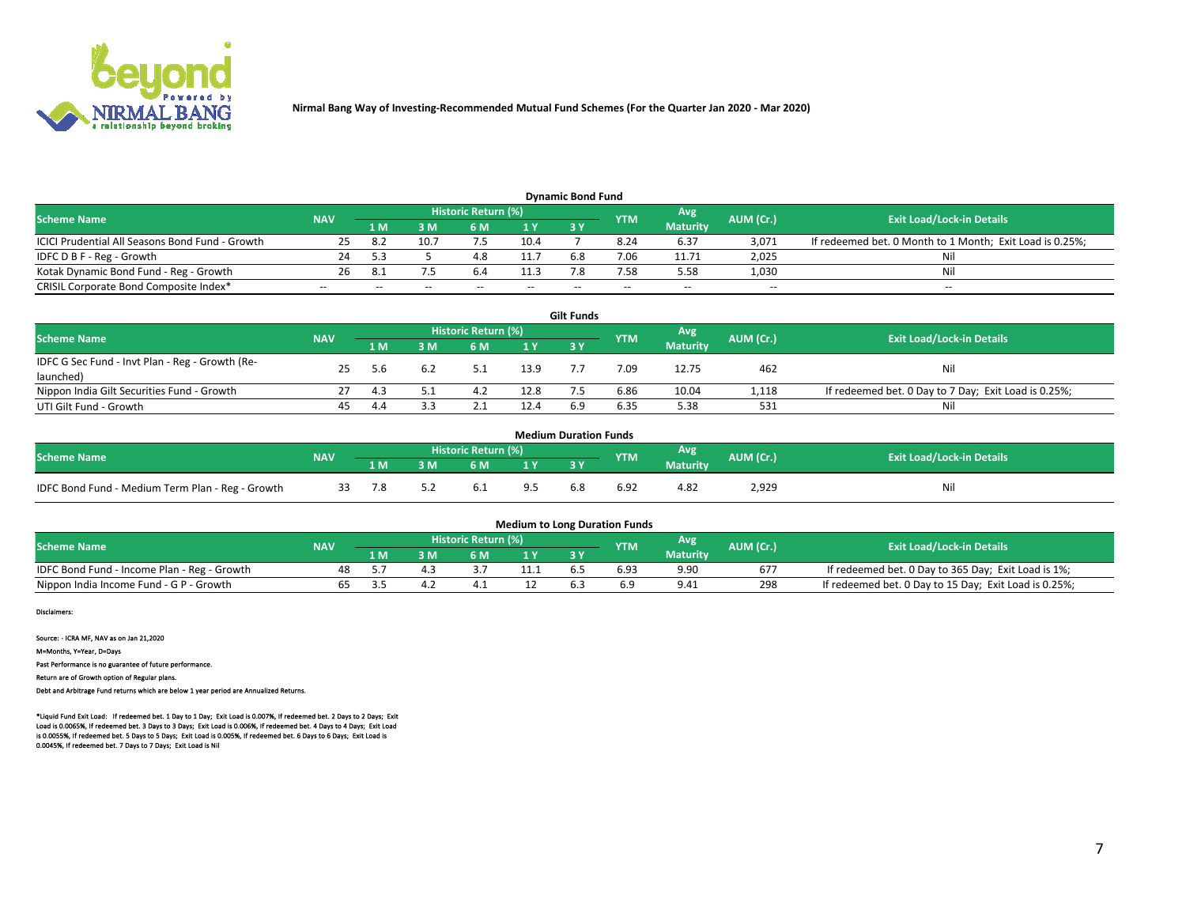Nirmal Bang Way of Investing-Recommended Mutual Fund Schemes (For the Quarter Jan 2020 - Mar 2020)

## Dynamic Bond Fund

| Scheme Name | NAV | Historic Return (%) | | | | | YTM | Avg Maturity | AUM (Cr.) | Exit Load/Lock-in Details |
|---|---|---|---|---|---|---|---|---|---|---|
| | | 1 M | 3 M | 6 M | 1 Y | 3 Y | | | | |
| ICICI Prudential All Seasons Bond Fund - Growth | 25 | 8.2 | 10.7 | 7.5 | 10.4 | 7 | 8.24 | 6.37 | 3,071 | If redeemed bet. 0 Month to 1 Month; Exit Load is 0.25%; |
| IDFC D B F - Reg - Growth | 24 | 5.3 | 5 | 4.8 | 11.7 | 6.8 | 7.06 | 11.71 | 2,025 | Nil |
| Kotak Dynamic Bond Fund - Reg - Growth | 26 | 8.1 | 7.5 | 6.4 | 11.3 | 7.8 | 7.58 | 5.58 | 1,030 | Nil |
| CRISIL Corporate Bond Composite Index* | -- | -- | -- | -- | -- | -- | -- | -- | -- | -- |

## Gilt Funds

| Scheme Name | NAV | Historic Return (%) | | | | | YTM | Avg Maturity | AUM (Cr.) | Exit Load/Lock-in Details |
|---|---|---|---|---|---|---|---|---|---|---|
| | | 1 M | 3 M | 6 M | 1 Y | 3 Y | | | | |
| IDFC G Sec Fund - Invt Plan - Reg - Growth (Re-launched) | 25 | 5.6 | 6.2 | 5.1 | 13.9 | 7.7 | 7.09 | 12.75 | 462 | Nil |
| Nippon India Gilt Securities Fund - Growth | 27 | 4.3 | 5.1 | 4.2 | 12.8 | 7.5 | 6.86 | 10.04 | 1,118 | If redeemed bet. 0 Day to 7 Day; Exit Load is 0.25%; |
| UTI Gilt Fund - Growth | 45 | 4.4 | 3.3 | 2.1 | 12.4 | 6.9 | 6.35 | 5.38 | 531 | Nil |

## Medium Duration Funds

| Scheme Name | NAV | Historic Return (%) | | | | | YTM | Avg Maturity | AUM (Cr.) | Exit Load/Lock-in Details |
|---|---|---|---|---|---|---|---|---|---|---|
| | | 1 M | 3 M | 6 M | 1 Y | 3 Y | | | | |
| IDFC Bond Fund - Medium Term Plan - Reg - Growth | 33 | 7.8 | 5.2 | 6.1 | 9.5 | 6.8 | 6.92 | 4.82 | 2,929 | Nil |

## Medium to Long Duration Funds

| Scheme Name | NAV | Historic Return (%) | | | | | YTM | Avg Maturity | AUM (Cr.) | Exit Load/Lock-in Details |
|---|---|---|---|---|---|---|---|---|---|---|
| | | 1 M | 3 M | 6 M | 1 Y | 3 Y | | | | |
| IDFC Bond Fund - Income Plan - Reg - Growth | 48 | 5.7 | 4.3 | 3.7 | 11.1 | 6.5 | 6.93 | 9.90 | 677 | If redeemed bet. 0 Day to 365 Day; Exit Load is 1%; |
| Nippon India Income Fund - G P - Growth | 65 | 3.5 | 4.2 | 4.1 | 12 | 6.3 | 6.9 | 9.41 | 298 | If redeemed bet. 0 Day to 15 Day; Exit Load is 0.25%; |

Disclaimers:

Source: - ICRA MF, NAV as on Jan 21,2020

M=Months, Y=Year, D=Days

Past Performance is no guarantee of future performance.

Return are of Growth option of Regular plans.

Debt and Arbitrage Fund returns which are below 1 year period are Annualized Returns.

*Liquid Fund Exit Load: If redeemed bet. 1 Day to 1 Day; Exit Load is 0.007%, If redeemed bet. 2 Days to 2 Days; Exit Load is 0.0065%, If redeemed bet. 3 Days to 3 Days; Exit Load is 0.006%, If redeemed bet. 4 Days to 4 Days; Exit Load is 0.0055%, If redeemed bet. 5 Days to 5 Days; Exit Load is 0.005%, If redeemed bet. 6 Days to 6 Days; Exit Load is 0.0045%, If redeemed bet. 7 Days to 7 Days; Exit Load is Nil